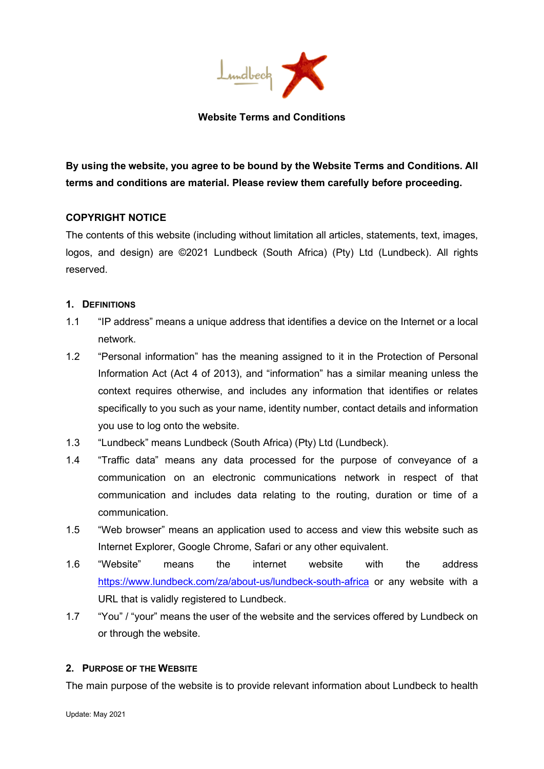# Website Terms and Conditions

**By using the website, you agree to be bound by the Website Terms and Conditions. All terms and conditions are material. Please review them carefully before proceeding.**

## COPYRIGHT NOTICE

The contents of this website (including without limitation all articles, statements, text, images, logos, and design) are ©2021 Lundbeck (South Africa) (Pty) Ltd (Lundbeck). All rights reserved.

### 1. DEFINITIONS

1.1 "IP address" means a unique address that identifies a device on the Internet or a local network.

1.2 "Personal information" has the meaning assigned to it in the Protection of Personal Information Act (Act 4 of 2013), and "information" has a similar meaning unless the context requires otherwise, and includes any information that identifies or relates specifically to you such as your name, identity number, contact details and information you use to log onto the website.

1.3 "Lundbeck" means Lundbeck (South Africa) (Pty) Ltd (Lundbeck).

1.4 "Traffic data" means any data processed for the purpose of conveyance of a communication on an electronic communications network in respect of that communication and includes data relating to the routing, duration or time of a communication.

1.5 "Web browser" means an application used to access and view this website such as Internet Explorer, Google Chrome, Safari or any other equivalent.

1.6 "Website" means the internet website with the address https://www.lundbeck.com/za/about-us/lundbeck-south-africa or any website with a URL that is validly registered to Lundbeck.

1.7 "You" / "your" means the user of the website and the services offered by Lundbeck on or through the website.

### 2. PURPOSE OF THE WEBSITE

The main purpose of the website is to provide relevant information about Lundbeck to health

Update: May 2021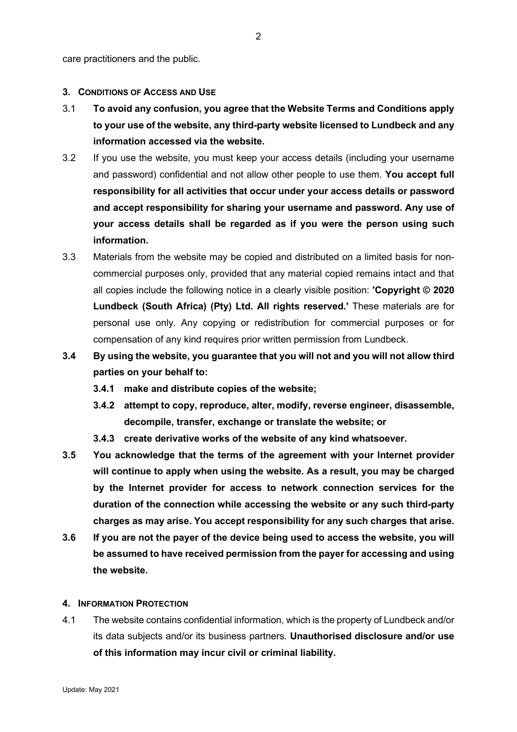care practitioners and the public.

## 3. Conditions of Access and Use

3.1 **To avoid any confusion, you agree that the Website Terms and Conditions apply to your use of the website, any third-party website licensed to Lundbeck and any information accessed via the website.**

3.2 If you use the website, you must keep your access details (including your username and password) confidential and not allow other people to use them. **You accept full responsibility for all activities that occur under your access details or password and accept responsibility for sharing your username and password. Any use of your access details shall be regarded as if you were the person using such information.**

3.3 Materials from the website may be copied and distributed on a limited basis for non-commercial purposes only, provided that any material copied remains intact and that all copies include the following notice in a clearly visible position: **'Copyright © 2020 Lundbeck (South Africa) (Pty) Ltd. All rights reserved.'** These materials are for personal use only. Any copying or redistribution for commercial purposes or for compensation of any kind requires prior written permission from Lundbeck.

**3.4 By using the website, you guarantee that you will not and you will not allow third parties on your behalf to:**

- **3.4.1 make and distribute copies of the website;**
- **3.4.2 attempt to copy, reproduce, alter, modify, reverse engineer, disassemble, decompile, transfer, exchange or translate the website; or**
- **3.4.3 create derivative works of the website of any kind whatsoever.**

**3.5 You acknowledge that the terms of the agreement with your Internet provider will continue to apply when using the website. As a result, you may be charged by the Internet provider for access to network connection services for the duration of the connection while accessing the website or any such third-party charges as may arise. You accept responsibility for any such charges that arise.**

**3.6 If you are not the payer of the device being used to access the website, you will be assumed to have received permission from the payer for accessing and using the website.**

## 4. Information Protection

4.1 The website contains confidential information, which is the property of Lundbeck and/or its data subjects and/or its business partners. **Unauthorised disclosure and/or use of this information may incur civil or criminal liability.**

Update: May 2021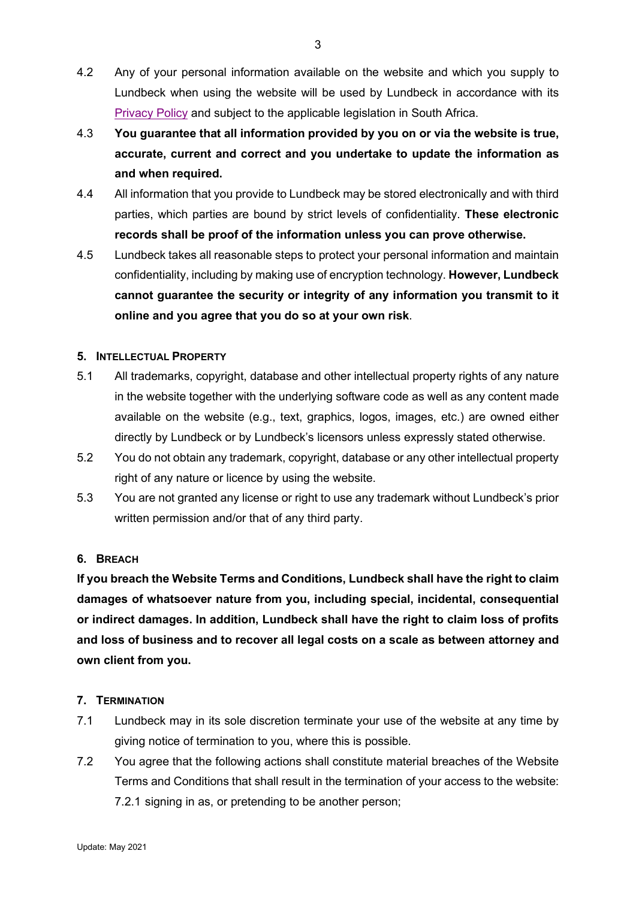4.2 Any of your personal information available on the website and which you supply to Lundbeck when using the website will be used by Lundbeck in accordance with its Privacy Policy and subject to the applicable legislation in South Africa.

4.3 **You guarantee that all information provided by you on or via the website is true, accurate, current and correct and you undertake to update the information as and when required.**

4.4 All information that you provide to Lundbeck may be stored electronically and with third parties, which parties are bound by strict levels of confidentiality. **These electronic records shall be proof of the information unless you can prove otherwise.**

4.5 Lundbeck takes all reasonable steps to protect your personal information and maintain confidentiality, including by making use of encryption technology. **However, Lundbeck cannot guarantee the security or integrity of any information you transmit to it online and you agree that you do so at your own risk**.

## 5. Intellectual Property

5.1 All trademarks, copyright, database and other intellectual property rights of any nature in the website together with the underlying software code as well as any content made available on the website (e.g., text, graphics, logos, images, etc.) are owned either directly by Lundbeck or by Lundbeck's licensors unless expressly stated otherwise.

5.2 You do not obtain any trademark, copyright, database or any other intellectual property right of any nature or licence by using the website.

5.3 You are not granted any license or right to use any trademark without Lundbeck's prior written permission and/or that of any third party.

## 6. Breach

**If you breach the Website Terms and Conditions, Lundbeck shall have the right to claim damages of whatsoever nature from you, including special, incidental, consequential or indirect damages. In addition, Lundbeck shall have the right to claim loss of profits and loss of business and to recover all legal costs on a scale as between attorney and own client from you.**

## 7. Termination

7.1 Lundbeck may in its sole discretion terminate your use of the website at any time by giving notice of termination to you, where this is possible.

7.2 You agree that the following actions shall constitute material breaches of the Website Terms and Conditions that shall result in the termination of your access to the website:

7.2.1 signing in as, or pretending to be another person;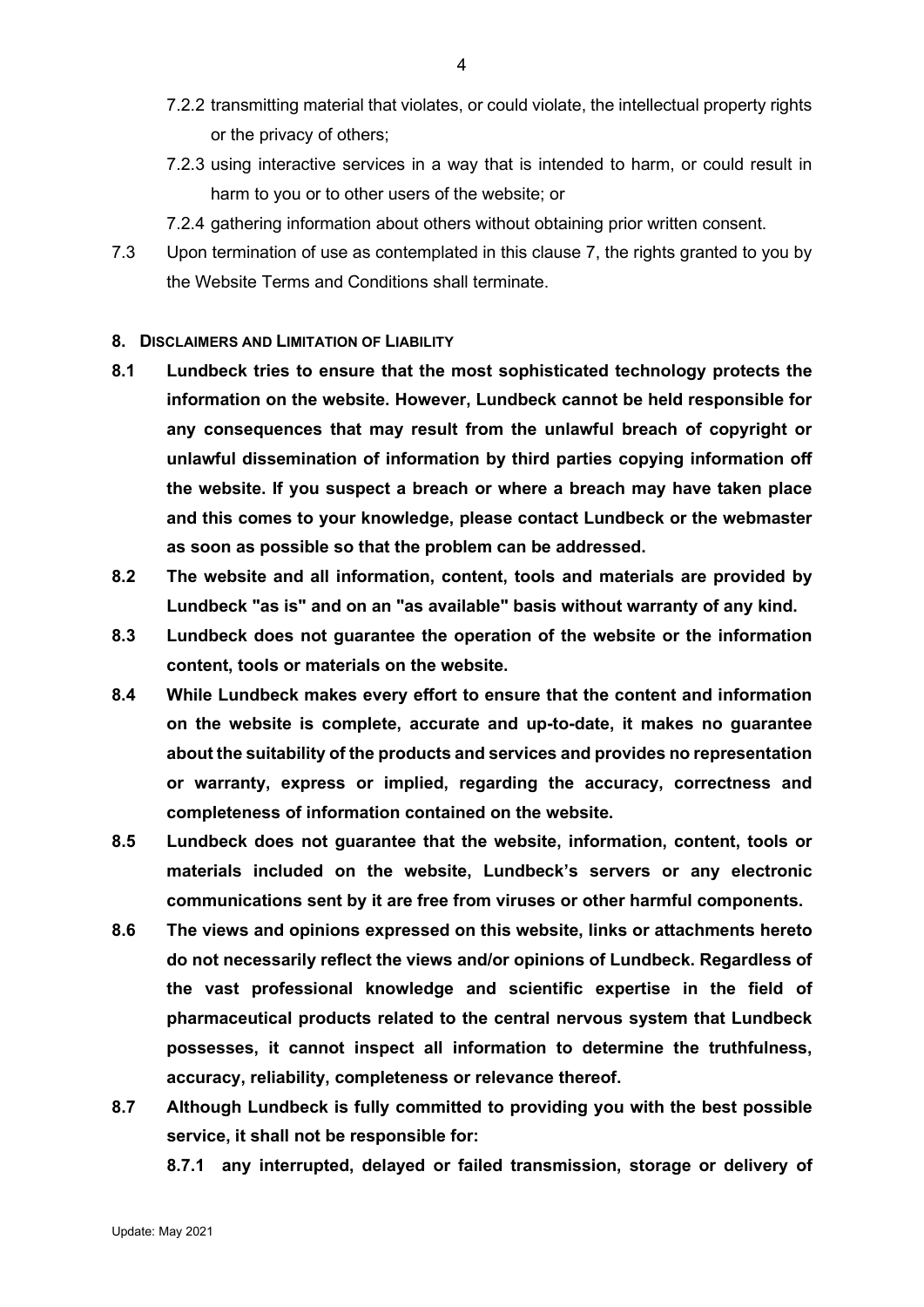7.2.2 transmitting material that violates, or could violate, the intellectual property rights or the privacy of others;

7.2.3 using interactive services in a way that is intended to harm, or could result in harm to you or to other users of the website; or

7.2.4 gathering information about others without obtaining prior written consent.

7.3 Upon termination of use as contemplated in this clause 7, the rights granted to you by the Website Terms and Conditions shall terminate.

## 8. DISCLAIMERS AND LIMITATION OF LIABILITY

**8.1 Lundbeck tries to ensure that the most sophisticated technology protects the information on the website. However, Lundbeck cannot be held responsible for any consequences that may result from the unlawful breach of copyright or unlawful dissemination of information by third parties copying information off the website. If you suspect a breach or where a breach may have taken place and this comes to your knowledge, please contact Lundbeck or the webmaster as soon as possible so that the problem can be addressed.**

**8.2 The website and all information, content, tools and materials are provided by Lundbeck "as is" and on an "as available" basis without warranty of any kind.**

**8.3 Lundbeck does not guarantee the operation of the website or the information content, tools or materials on the website.**

**8.4 While Lundbeck makes every effort to ensure that the content and information on the website is complete, accurate and up-to-date, it makes no guarantee about the suitability of the products and services and provides no representation or warranty, express or implied, regarding the accuracy, correctness and completeness of information contained on the website.**

**8.5 Lundbeck does not guarantee that the website, information, content, tools or materials included on the website, Lundbeck's servers or any electronic communications sent by it are free from viruses or other harmful components.**

**8.6 The views and opinions expressed on this website, links or attachments hereto do not necessarily reflect the views and/or opinions of Lundbeck. Regardless of the vast professional knowledge and scientific expertise in the field of pharmaceutical products related to the central nervous system that Lundbeck possesses, it cannot inspect all information to determine the truthfulness, accuracy, reliability, completeness or relevance thereof.**

**8.7 Although Lundbeck is fully committed to providing you with the best possible service, it shall not be responsible for:**

**8.7.1 any interrupted, delayed or failed transmission, storage or delivery of**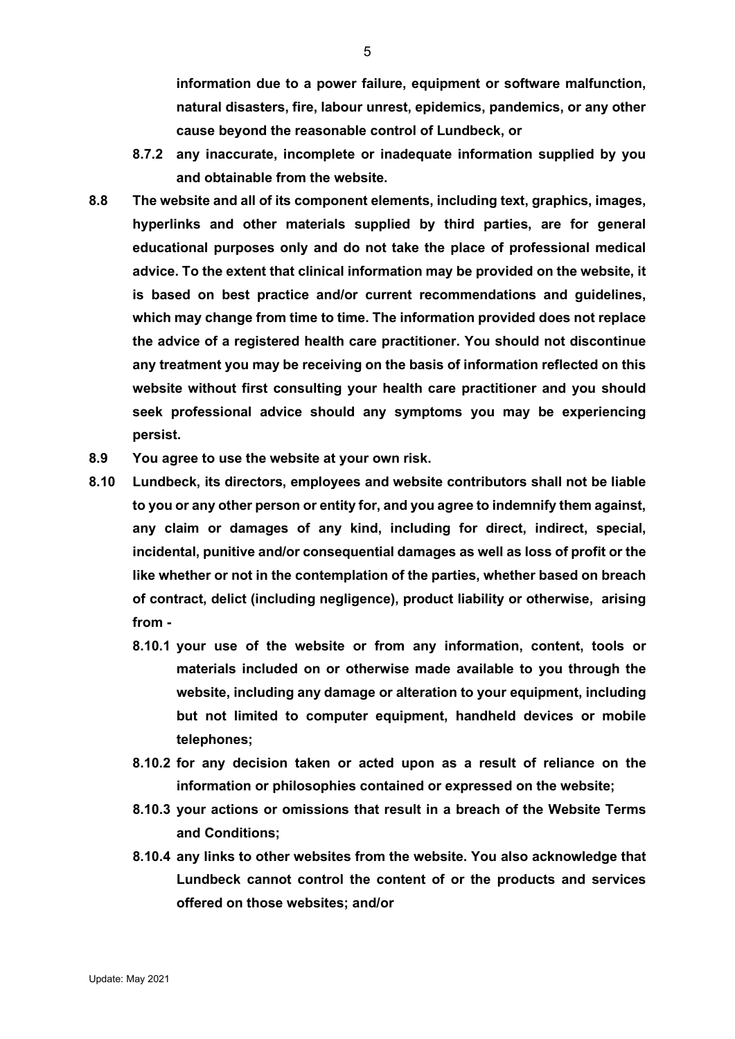**information due to a power failure, equipment or software malfunction, natural disasters, fire, labour unrest, epidemics, pandemics, or any other cause beyond the reasonable control of Lundbeck, or**

**8.7.2 any inaccurate, incomplete or inadequate information supplied by you and obtainable from the website.**

**8.8 The website and all of its component elements, including text, graphics, images, hyperlinks and other materials supplied by third parties, are for general educational purposes only and do not take the place of professional medical advice. To the extent that clinical information may be provided on the website, it is based on best practice and/or current recommendations and guidelines, which may change from time to time. The information provided does not replace the advice of a registered health care practitioner. You should not discontinue any treatment you may be receiving on the basis of information reflected on this website without first consulting your health care practitioner and you should seek professional advice should any symptoms you may be experiencing persist.**

**8.9 You agree to use the website at your own risk.**

**8.10 Lundbeck, its directors, employees and website contributors shall not be liable to you or any other person or entity for, and you agree to indemnify them against, any claim or damages of any kind, including for direct, indirect, special, incidental, punitive and/or consequential damages as well as loss of profit or the like whether or not in the contemplation of the parties, whether based on breach of contract, delict (including negligence), product liability or otherwise, arising from -**

**8.10.1 your use of the website or from any information, content, tools or materials included on or otherwise made available to you through the website, including any damage or alteration to your equipment, including but not limited to computer equipment, handheld devices or mobile telephones;**

**8.10.2 for any decision taken or acted upon as a result of reliance on the information or philosophies contained or expressed on the website;**

**8.10.3 your actions or omissions that result in a breach of the Website Terms and Conditions;**

**8.10.4 any links to other websites from the website. You also acknowledge that Lundbeck cannot control the content of or the products and services offered on those websites; and/or**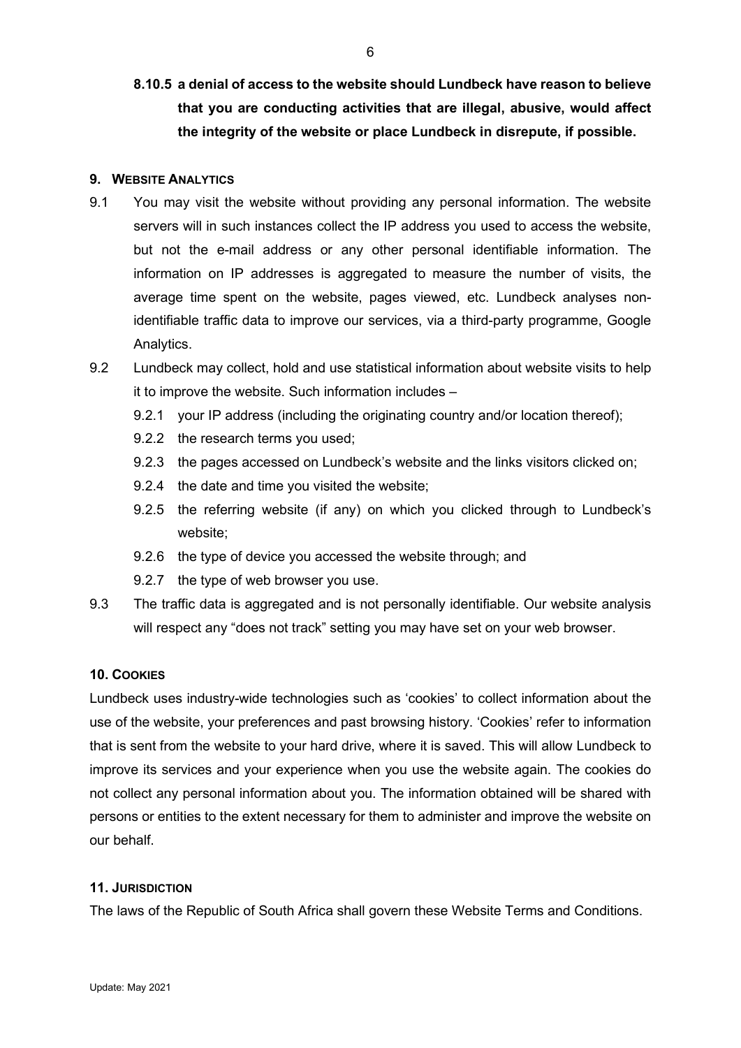**8.10.5 a denial of access to the website should Lundbeck have reason to believe that you are conducting activities that are illegal, abusive, would affect the integrity of the website or place Lundbeck in disrepute, if possible.**

## 9. WEBSITE ANALYTICS

9.1 You may visit the website without providing any personal information. The website servers will in such instances collect the IP address you used to access the website, but not the e-mail address or any other personal identifiable information. The information on IP addresses is aggregated to measure the number of visits, the average time spent on the website, pages viewed, etc. Lundbeck analyses non-identifiable traffic data to improve our services, via a third-party programme, Google Analytics.

9.2 Lundbeck may collect, hold and use statistical information about website visits to help it to improve the website. Such information includes –

- 9.2.1 your IP address (including the originating country and/or location thereof);
- 9.2.2 the research terms you used;
- 9.2.3 the pages accessed on Lundbeck's website and the links visitors clicked on;
- 9.2.4 the date and time you visited the website;
- 9.2.5 the referring website (if any) on which you clicked through to Lundbeck's website;
- 9.2.6 the type of device you accessed the website through; and
- 9.2.7 the type of web browser you use.

9.3 The traffic data is aggregated and is not personally identifiable. Our website analysis will respect any "does not track" setting you may have set on your web browser.

## 10. COOKIES

Lundbeck uses industry-wide technologies such as 'cookies' to collect information about the use of the website, your preferences and past browsing history. 'Cookies' refer to information that is sent from the website to your hard drive, where it is saved. This will allow Lundbeck to improve its services and your experience when you use the website again. The cookies do not collect any personal information about you. The information obtained will be shared with persons or entities to the extent necessary for them to administer and improve the website on our behalf.

## 11. JURISDICTION

The laws of the Republic of South Africa shall govern these Website Terms and Conditions.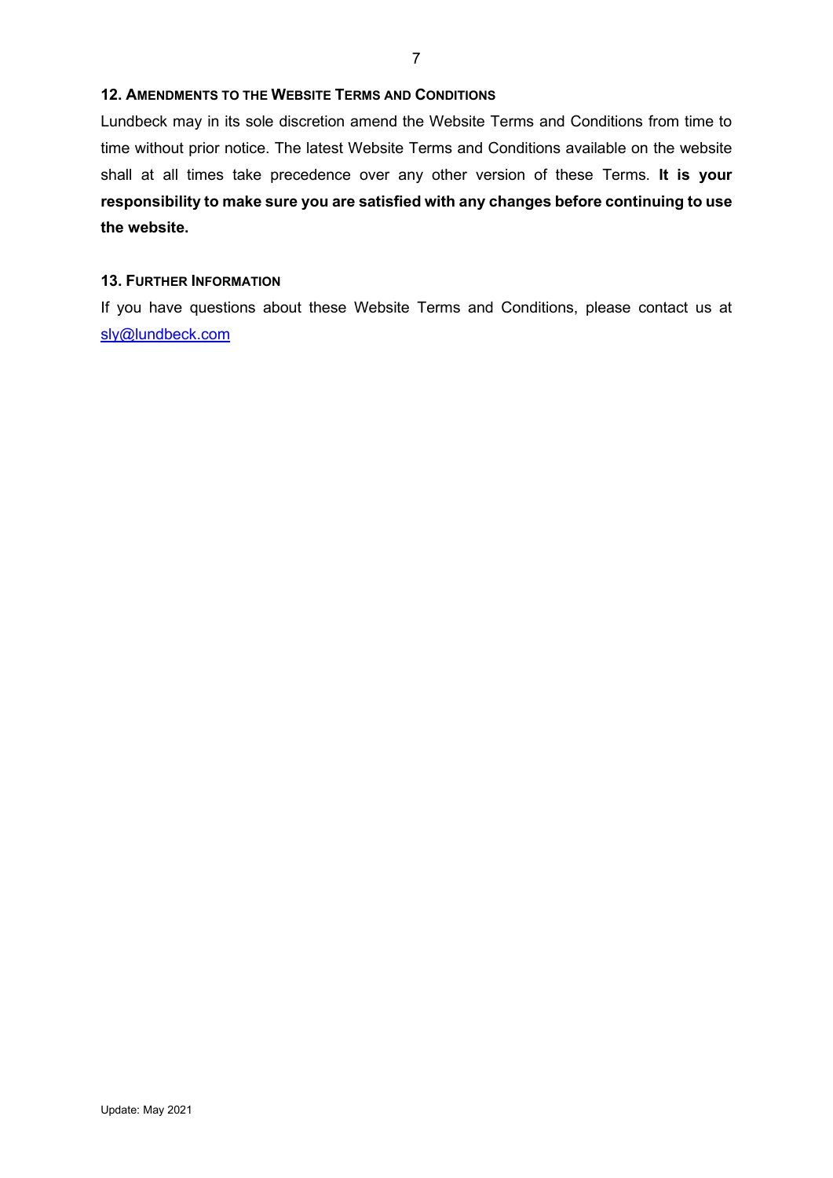## 12. Amendments to the Website Terms and Conditions

Lundbeck may in its sole discretion amend the Website Terms and Conditions from time to time without prior notice. The latest Website Terms and Conditions available on the website shall at all times take precedence over any other version of these Terms. **It is your responsibility to make sure you are satisfied with any changes before continuing to use the website.**

## 13. Further Information

If you have questions about these Website Terms and Conditions, please contact us at [sly@lundbeck.com](mailto:sly@lundbeck.com)

Update: May 2021